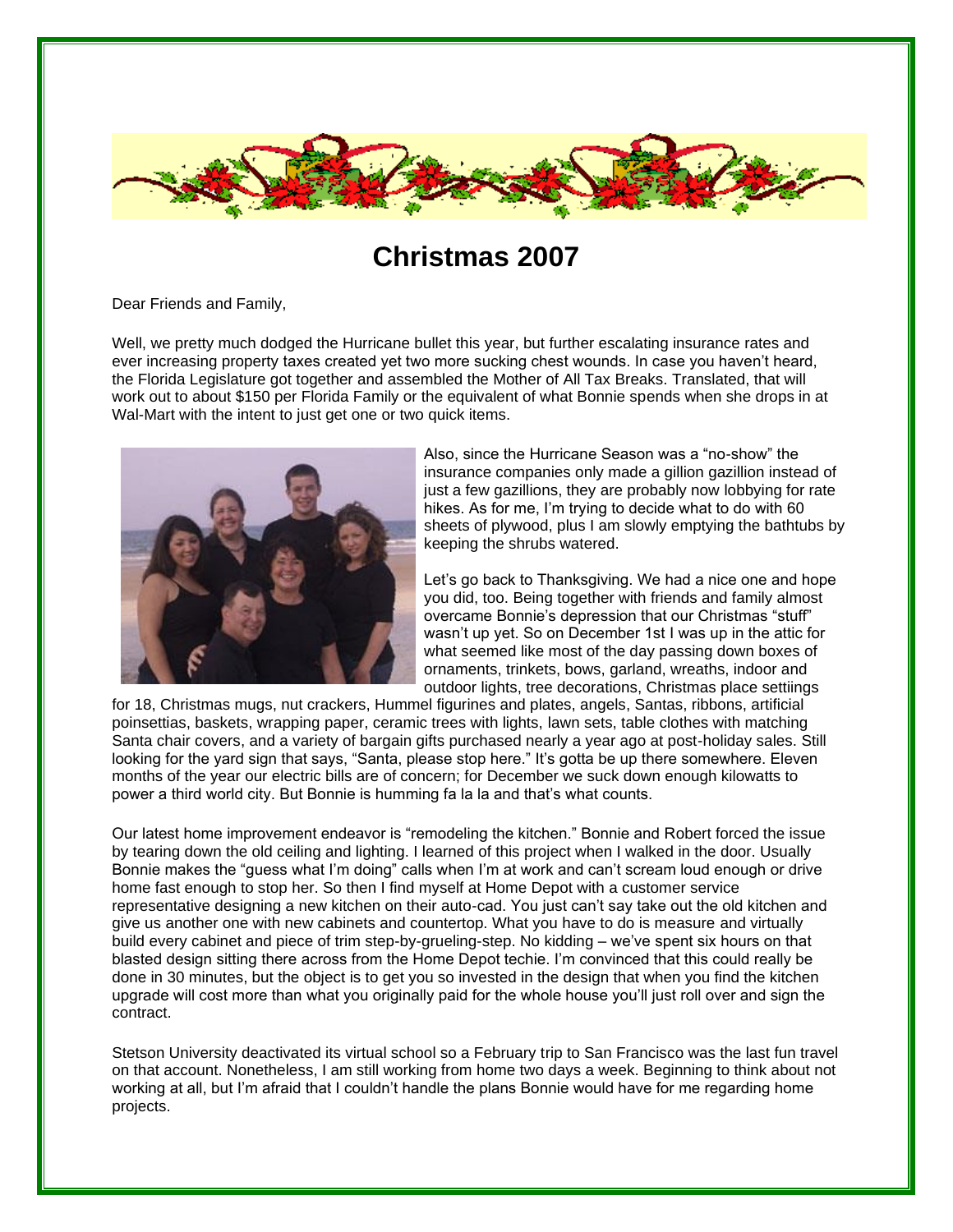# Christmas 2007

Dear Friends and Family,

Well, we pretty much dodged the Hurricane bullet this year, but further escalating insurance rates and ever increasing property taxes created yet two more sucking chest wounds. In case you haven't heard, the Florida Legislature got together and assembled the Mother of All Tax Breaks. Translated, that will work out to about $150 per Florida Family or the equivalent of what Bonnie spends when she drops in at Wal-Mart with the intent to just get one or two quick items.

Also, since the Hurricane Season was a "no-show" the insurance companies only made a gillion gazillion instead of just a few gazillions, they are probably now lobbying for rate hikes. As for me, I'm trying to decide what to do with 60 sheets of plywood, plus I am slowly emptying the bathtubs by keeping the shrubs watered.

Let's go back to Thanksgiving. We had a nice one and hope you did, too. Being together with friends and family almost overcame Bonnie's depression that our Christmas "stuff" wasn't up yet. So on December 1st I was up in the attic for what seemed like most of the day passing down boxes of ornaments, trinkets, bows, garland, wreaths, indoor and outdoor lights, tree decorations, Christmas place settiings for 18, Christmas mugs, nut crackers, Hummel figurines and plates, angels, Santas, ribbons, artificial poinsettias, baskets, wrapping paper, ceramic trees with lights, lawn sets, table clothes with matching Santa chair covers, and a variety of bargain gifts purchased nearly a year ago at post-holiday sales. Still looking for the yard sign that says, "Santa, please stop here." It's gotta be up there somewhere. Eleven months of the year our electric bills are of concern; for December we suck down enough kilowatts to power a third world city. But Bonnie is humming fa la la and that's what counts.

Our latest home improvement endeavor is "remodeling the kitchen." Bonnie and Robert forced the issue by tearing down the old ceiling and lighting. I learned of this project when I walked in the door. Usually Bonnie makes the "guess what I'm doing" calls when I'm at work and can't scream loud enough or drive home fast enough to stop her. So then I find myself at Home Depot with a customer service representative designing a new kitchen on their auto-cad. You just can't say take out the old kitchen and give us another one with new cabinets and countertop. What you have to do is measure and virtually build every cabinet and piece of trim step-by-grueling-step. No kidding – we've spent six hours on that blasted design sitting there across from the Home Depot techie. I'm convinced that this could really be done in 30 minutes, but the object is to get you so invested in the design that when you find the kitchen upgrade will cost more than what you originally paid for the whole house you'll just roll over and sign the contract.

Stetson University deactivated its virtual school so a February trip to San Francisco was the last fun travel on that account. Nonetheless, I am still working from home two days a week. Beginning to think about not working at all, but I'm afraid that I couldn't handle the plans Bonnie would have for me regarding home projects.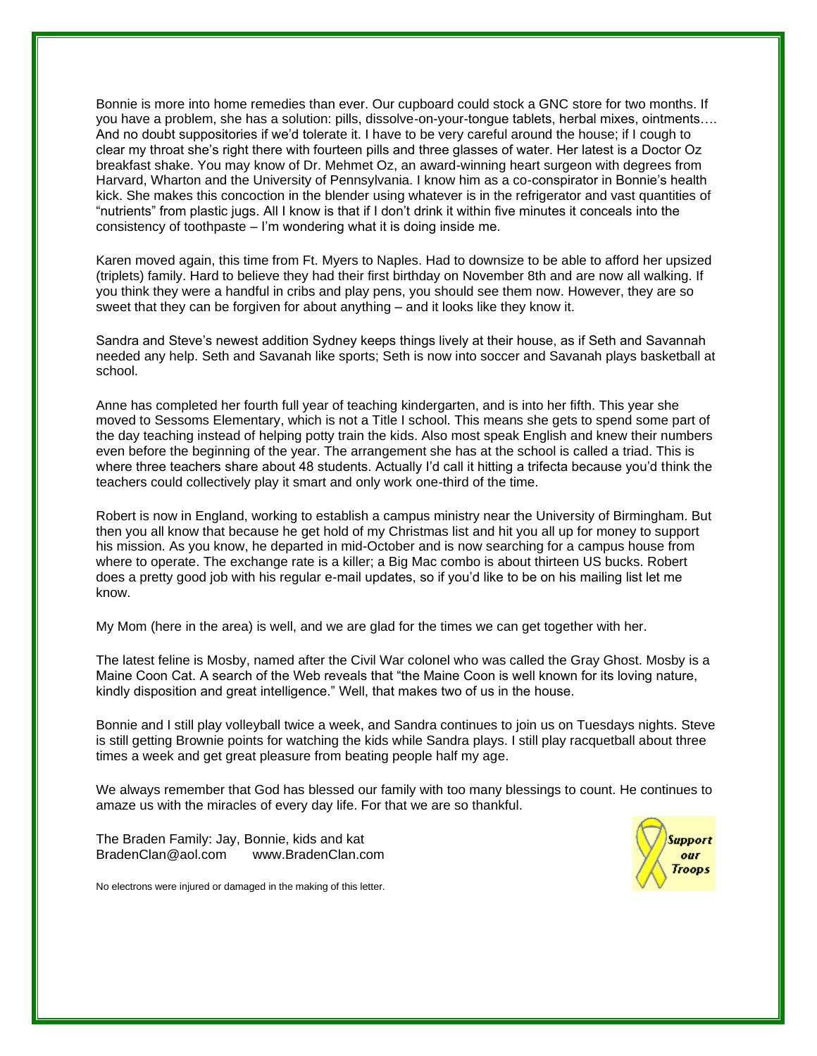Bonnie is more into home remedies than ever. Our cupboard could stock a GNC store for two months. If you have a problem, she has a solution: pills, dissolve-on-your-tongue tablets, herbal mixes, ointments…. And no doubt suppositories if we'd tolerate it. I have to be very careful around the house; if I cough to clear my throat she's right there with fourteen pills and three glasses of water. Her latest is a Doctor Oz breakfast shake. You may know of Dr. Mehmet Oz, an award-winning heart surgeon with degrees from Harvard, Wharton and the University of Pennsylvania. I know him as a co-conspirator in Bonnie's health kick. She makes this concoction in the blender using whatever is in the refrigerator and vast quantities of "nutrients" from plastic jugs. All I know is that if I don't drink it within five minutes it conceals into the consistency of toothpaste – I'm wondering what it is doing inside me.

Karen moved again, this time from Ft. Myers to Naples. Had to downsize to be able to afford her upsized (triplets) family. Hard to believe they had their first birthday on November 8th and are now all walking. If you think they were a handful in cribs and play pens, you should see them now. However, they are so sweet that they can be forgiven for about anything – and it looks like they know it.

Sandra and Steve's newest addition Sydney keeps things lively at their house, as if Seth and Savannah needed any help. Seth and Savanah like sports; Seth is now into soccer and Savanah plays basketball at school.

Anne has completed her fourth full year of teaching kindergarten, and is into her fifth. This year she moved to Sessoms Elementary, which is not a Title I school. This means she gets to spend some part of the day teaching instead of helping potty train the kids. Also most speak English and knew their numbers even before the beginning of the year. The arrangement she has at the school is called a triad. This is where three teachers share about 48 students. Actually I'd call it hitting a trifecta because you'd think the teachers could collectively play it smart and only work one-third of the time.

Robert is now in England, working to establish a campus ministry near the University of Birmingham. But then you all know that because he get hold of my Christmas list and hit you all up for money to support his mission. As you know, he departed in mid-October and is now searching for a campus house from where to operate. The exchange rate is a killer; a Big Mac combo is about thirteen US bucks. Robert does a pretty good job with his regular e-mail updates, so if you'd like to be on his mailing list let me know.

My Mom (here in the area) is well, and we are glad for the times we can get together with her.

The latest feline is Mosby, named after the Civil War colonel who was called the Gray Ghost. Mosby is a Maine Coon Cat. A search of the Web reveals that "the Maine Coon is well known for its loving nature, kindly disposition and great intelligence." Well, that makes two of us in the house.

Bonnie and I still play volleyball twice a week, and Sandra continues to join us on Tuesdays nights. Steve is still getting Brownie points for watching the kids while Sandra plays. I still play racquetball about three times a week and get great pleasure from beating people half my age.

We always remember that God has blessed our family with too many blessings to count. He continues to amaze us with the miracles of every day life. For that we are so thankful.

The Braden Family: Jay, Bonnie, kids and kat
BradenClan@aol.com www.BradenClan.com

Support our Troops

No electrons were injured or damaged in the making of this letter.